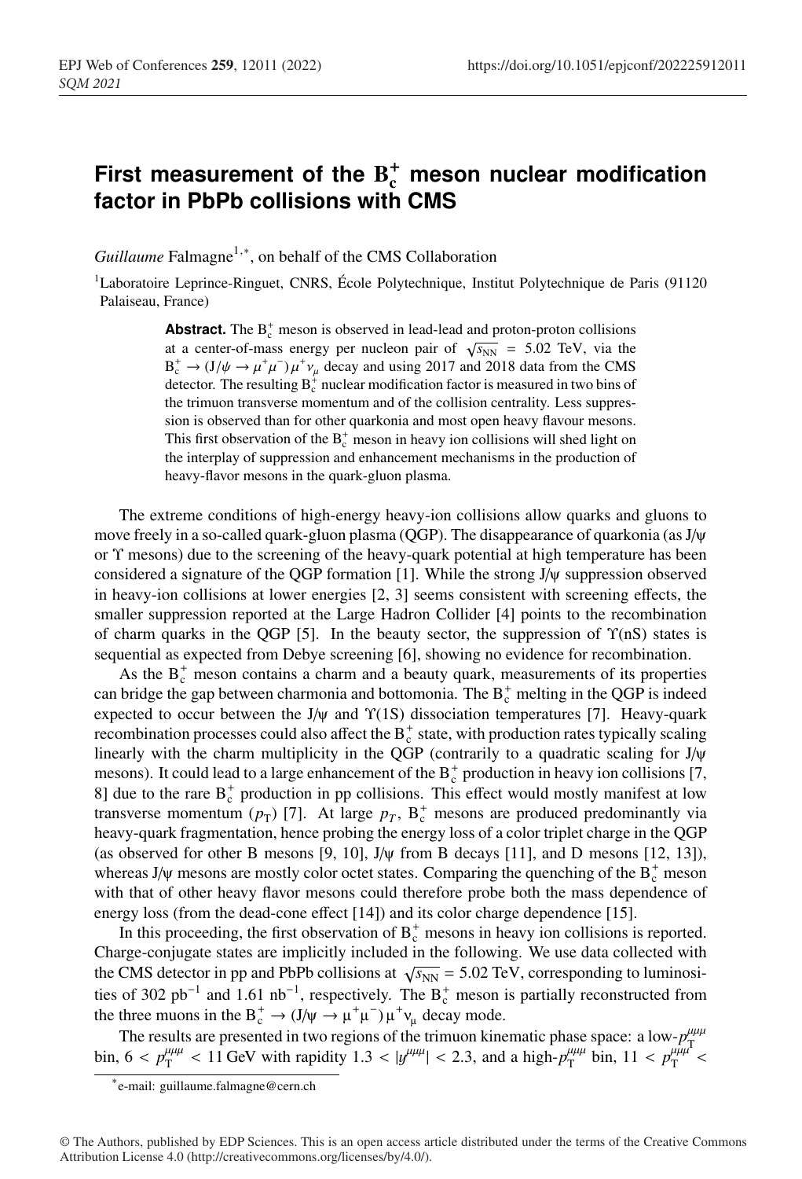# First measurement of the $B_c^+$ meson nuclear modification factor in PbPb collisions with CMS

*Guillaume* Falmagne[1,*], on behalf of the CMS Collaboration

[1] Laboratoire Leprince-Ringuet, CNRS, École Polytechnique, Institut Polytechnique de Paris (91120 Palaiseau, France)

**Abstract.** The $B_c^+$ meson is observed in lead-lead and proton-proton collisions at a center-of-mass energy per nucleon pair of $\sqrt{s_{NN}} = 5.02$ TeV, via the $B_c^+ \to (J/\psi \to \mu^+\mu^-)\,\mu^+\nu_\mu$ decay and using 2017 and 2018 data from the CMS detector. The resulting $B_c^+$ nuclear modification factor is measured in two bins of the trimuon transverse momentum and of the collision centrality. Less suppression is observed than for other quarkonia and most open heavy flavour mesons. This first observation of the $B_c^+$ meson in heavy ion collisions will shed light on the interplay of suppression and enhancement mechanisms in the production of heavy-flavor mesons in the quark-gluon plasma.

The extreme conditions of high-energy heavy-ion collisions allow quarks and gluons to move freely in a so-called quark-gluon plasma (QGP). The disappearance of quarkonia (as J/ψ or ϒ mesons) due to the screening of the heavy-quark potential at high temperature has been considered a signature of the QGP formation [1]. While the strong J/ψ suppression observed in heavy-ion collisions at lower energies [2, 3] seems consistent with screening effects, the smaller suppression reported at the Large Hadron Collider [4] points to the recombination of charm quarks in the QGP [5]. In the beauty sector, the suppression of ϒ(nS) states is sequential as expected from Debye screening [6], showing no evidence for recombination.

As the $B_c^+$ meson contains a charm and a beauty quark, measurements of its properties can bridge the gap between charmonia and bottomonia. The $B_c^+$ melting in the QGP is indeed expected to occur between the J/ψ and ϒ(1S) dissociation temperatures [7]. Heavy-quark recombination processes could also affect the $B_c^+$ state, with production rates typically scaling linearly with the charm multiplicity in the QGP (contrarily to a quadratic scaling for J/ψ mesons). It could lead to a large enhancement of the $B_c^+$ production in heavy ion collisions [7, 8] due to the rare $B_c^+$ production in pp collisions. This effect would mostly manifest at low transverse momentum ($p_T$) [7]. At large $p_T$, $B_c^+$ mesons are produced predominantly via heavy-quark fragmentation, hence probing the energy loss of a color triplet charge in the QGP (as observed for other B mesons [9, 10], J/ψ from B decays [11], and D mesons [12, 13]), whereas J/ψ mesons are mostly color octet states. Comparing the quenching of the $B_c^+$ meson with that of other heavy flavor mesons could therefore probe both the mass dependence of energy loss (from the dead-cone effect [14]) and its color charge dependence [15].

In this proceeding, the first observation of $B_c^+$ mesons in heavy ion collisions is reported. Charge-conjugate states are implicitly included in the following. We use data collected with the CMS detector in pp and PbPb collisions at $\sqrt{s_{NN}} = 5.02$ TeV, corresponding to luminosities of 302 $pb^{-1}$ and 1.61 $nb^{-1}$, respectively. The $B_c^+$ meson is partially reconstructed from the three muons in the $B_c^+ \to (J/\psi \to \mu^+\mu^-)\,\mu^+\nu_\mu$ decay mode.

The results are presented in two regions of the trimuon kinematic phase space: a low-$p_T^{\mu\mu\mu}$ bin, $6 < p_T^{\mu\mu\mu} < 11$ GeV with rapidity $1.3 < |y^{\mu\mu\mu}| < 2.3$, and a high-$p_T^{\mu\mu\mu}$ bin, $11 < p_T^{\mu\mu\mu} <$

[*] e-mail: guillaume.falmagne@cern.ch

© The Authors, published by EDP Sciences. This is an open access article distributed under the terms of the Creative Commons Attribution License 4.0 (http://creativecommons.org/licenses/by/4.0/).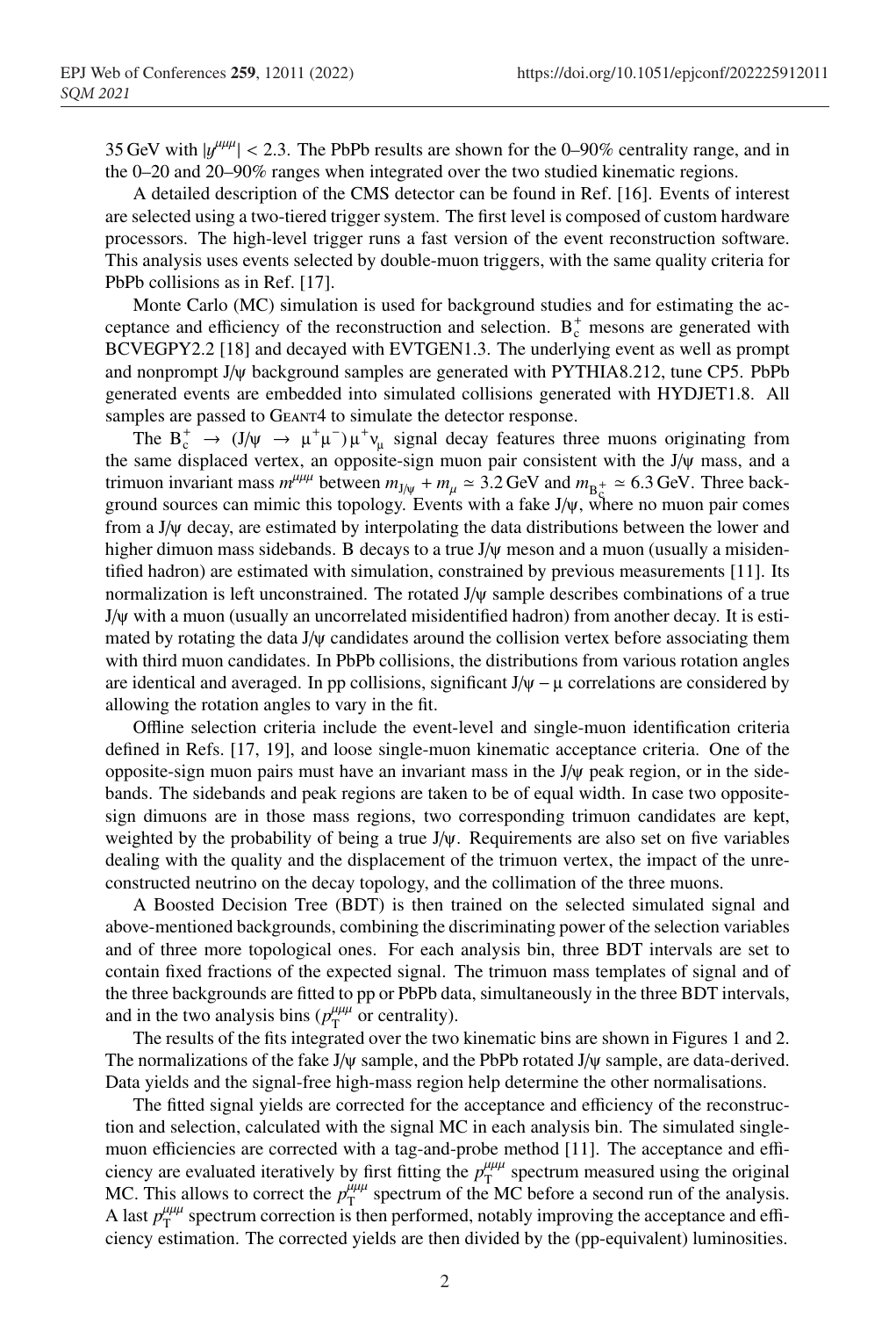35 GeV with $|y^{\mu\mu\mu}| < 2.3$. The PbPb results are shown for the 0–90% centrality range, and in the 0–20 and 20–90% ranges when integrated over the two studied kinematic regions.

A detailed description of the CMS detector can be found in Ref. [16]. Events of interest are selected using a two-tiered trigger system. The first level is composed of custom hardware processors. The high-level trigger runs a fast version of the event reconstruction software. This analysis uses events selected by double-muon triggers, with the same quality criteria for PbPb collisions as in Ref. [17].

Monte Carlo (MC) simulation is used for background studies and for estimating the acceptance and efficiency of the reconstruction and selection. $B_c^+$ mesons are generated with BCVEGPY2.2 [18] and decayed with EVTGEN1.3. The underlying event as well as prompt and nonprompt J/ψ background samples are generated with PYTHIA8.212, tune CP5. PbPb generated events are embedded into simulated collisions generated with HYDJET1.8. All samples are passed to GEANT4 to simulate the detector response.

The $B_c^+ \to (J/\psi \to \mu^+\mu^-)\mu^+\nu_\mu$ signal decay features three muons originating from the same displaced vertex, an opposite-sign muon pair consistent with the J/ψ mass, and a trimuon invariant mass $m^{\mu\mu\mu}$ between $m_{J/\psi} + m_\mu \simeq 3.2$ GeV and $m_{B_c^+} \simeq 6.3$ GeV. Three background sources can mimic this topology. Events with a fake J/ψ, where no muon pair comes from a J/ψ decay, are estimated by interpolating the data distributions between the lower and higher dimuon mass sidebands. B decays to a true J/ψ meson and a muon (usually a misidentified hadron) are estimated with simulation, constrained by previous measurements [11]. Its normalization is left unconstrained. The rotated J/ψ sample describes combinations of a true J/ψ with a muon (usually an uncorrelated misidentified hadron) from another decay. It is estimated by rotating the data J/ψ candidates around the collision vertex before associating them with third muon candidates. In PbPb collisions, the distributions from various rotation angles are identical and averaged. In pp collisions, significant J/ψ – μ correlations are considered by allowing the rotation angles to vary in the fit.

Offline selection criteria include the event-level and single-muon identification criteria defined in Refs. [17, 19], and loose single-muon kinematic acceptance criteria. One of the opposite-sign muon pairs must have an invariant mass in the J/ψ peak region, or in the sidebands. The sidebands and peak regions are taken to be of equal width. In case two opposite-sign dimuons are in those mass regions, two corresponding trimuon candidates are kept, weighted by the probability of being a true J/ψ. Requirements are also set on five variables dealing with the quality and the displacement of the trimuon vertex, the impact of the unreconstructed neutrino on the decay topology, and the collimation of the three muons.

A Boosted Decision Tree (BDT) is then trained on the selected simulated signal and above-mentioned backgrounds, combining the discriminating power of the selection variables and of three more topological ones. For each analysis bin, three BDT intervals are set to contain fixed fractions of the expected signal. The trimuon mass templates of signal and of the three backgrounds are fitted to pp or PbPb data, simultaneously in the three BDT intervals, and in the two analysis bins ($p_T^{\mu\mu\mu}$ or centrality).

The results of the fits integrated over the two kinematic bins are shown in Figures 1 and 2. The normalizations of the fake J/ψ sample, and the PbPb rotated J/ψ sample, are data-derived. Data yields and the signal-free high-mass region help determine the other normalisations.

The fitted signal yields are corrected for the acceptance and efficiency of the reconstruction and selection, calculated with the signal MC in each analysis bin. The simulated single-muon efficiencies are corrected with a tag-and-probe method [11]. The acceptance and efficiency are evaluated iteratively by first fitting the $p_T^{\mu\mu\mu}$ spectrum measured using the original MC. This allows to correct the $p_T^{\mu\mu\mu}$ spectrum of the MC before a second run of the analysis. A last $p_T^{\mu\mu\mu}$ spectrum correction is then performed, notably improving the acceptance and efficiency estimation. The corrected yields are then divided by the (pp-equivalent) luminosities.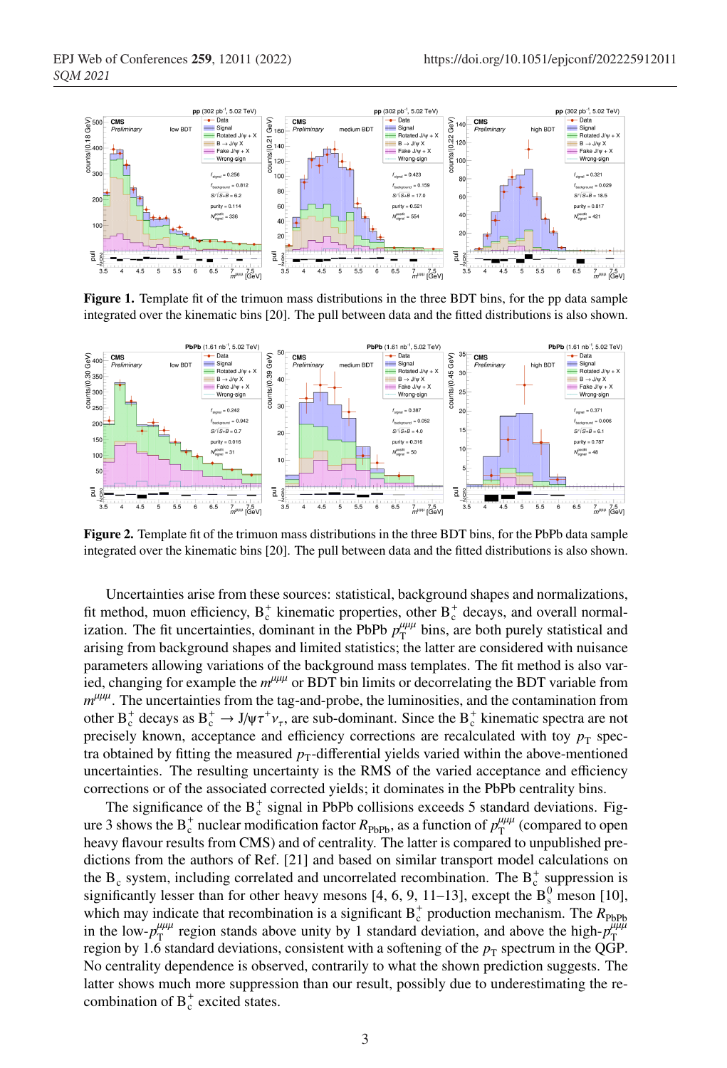**Figure 1.** Template fit of the trimuon mass distributions in the three BDT bins, for the pp data sample integrated over the kinematic bins [20]. The pull between data and the fitted distributions is also shown.

**Figure 2.** Template fit of the trimuon mass distributions in the three BDT bins, for the PbPb data sample integrated over the kinematic bins [20]. The pull between data and the fitted distributions is also shown.

Uncertainties arise from these sources: statistical, background shapes and normalizations, fit method, muon efficiency, $B_c^+$ kinematic properties, other $B_c^+$ decays, and overall normalization. The fit uncertainties, dominant in the PbPb $p_T^{\mu\mu\mu}$ bins, are both purely statistical and arising from background shapes and limited statistics; the latter are considered with nuisance parameters allowing variations of the background mass templates. The fit method is also varied, changing for example the $m^{\mu\mu\mu}$ or BDT bin limits or decorrelating the BDT variable from $m^{\mu\mu\mu}$. The uncertainties from the tag-and-probe, the luminosities, and the contamination from other $B_c^+$ decays as $B_c^+ \to J/\psi\tau^+\nu_\tau$, are sub-dominant. Since the $B_c^+$ kinematic spectra are not precisely known, acceptance and efficiency corrections are recalculated with toy $p_T$ spectra obtained by fitting the measured $p_T$-differential yields varied within the above-mentioned uncertainties. The resulting uncertainty is the RMS of the varied acceptance and efficiency corrections or of the associated corrected yields; it dominates in the PbPb centrality bins.

The significance of the $B_c^+$ signal in PbPb collisions exceeds 5 standard deviations. Figure 3 shows the $B_c^+$ nuclear modification factor $R_{\mathrm{PbPb}}$, as a function of $p_T^{\mu\mu\mu}$ (compared to open heavy flavour results from CMS) and of centrality. The latter is compared to unpublished predictions from the authors of Ref. [21] and based on similar transport model calculations on the $B_c$ system, including correlated and uncorrelated recombination. The $B_c^+$ suppression is significantly lesser than for other heavy mesons [4, 6, 9, 11–13], except the $B_s^0$ meson [10], which may indicate that recombination is a significant $B_c^+$ production mechanism. The $R_{\mathrm{PbPb}}$ in the low-$p_T^{\mu\mu\mu}$ region stands above unity by 1 standard deviation, and above the high-$p_T^{\mu\mu\mu}$ region by 1.6 standard deviations, consistent with a softening of the $p_T$ spectrum in the QGP. No centrality dependence is observed, contrarily to what the shown prediction suggests. The latter shows much more suppression than our result, possibly due to underestimating the recombination of $B_c^+$ excited states.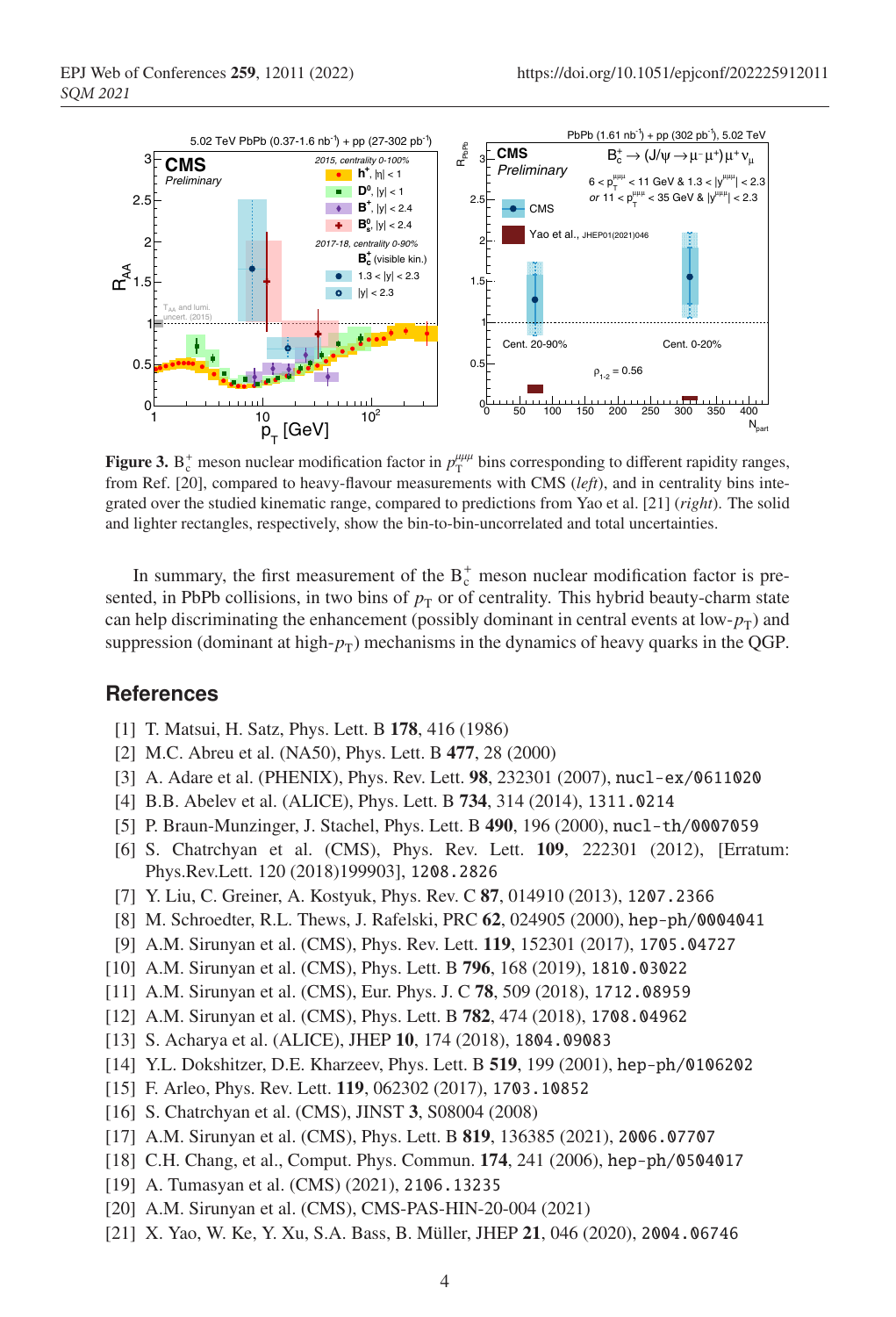5.02 TeV PbPb (0.37-1.6 nb$^{-1}$) + pp (27-302 pb$^{-1}$)

CMS *Preliminary*

$R_{AA}$

2015, centrality 0-100%

$h^{\pm}$, $|\eta| < 1$

$D^0$, $|y| < 1$

$B^+$, $|y| < 2.4$

$B_s^0$, $|y| < 2.4$

2017-18, centrality 0-90%

$B_c^+$ (visible kin.)

$1.3 < |y| < 2.3$

$|y| < 2.3$

$T_{AA}$ and lumi. uncert. (2015)

$p_T$ [GeV]

PbPb (1.61 nb$^{-1}$) + pp (302 pb$^{-1}$), 5.02 TeV

CMS *Preliminary*

$R_{PbPb}$

$B_c^+ \to (J/\psi \to \mu^-\mu^+)\mu^+\nu_\mu$

$6 < p_T^{\mu\mu\mu} < 11$ GeV & $1.3 < |y^{\mu\mu\mu}| < 2.3$

*or* $11 < p_T^{\mu\mu\mu} < 35$ GeV & $|y^{\mu\mu\mu}| < 2.3$

CMS

Yao et al., JHEP01(2021)046

Cent. 20-90%

Cent. 0-20%

$\rho_{1-2} = 0.56$

$N_{part}$

**Figure 3.** $B_c^+$ meson nuclear modification factor in $p_T^{\mu\mu\mu}$ bins corresponding to different rapidity ranges, from Ref. [20], compared to heavy-flavour measurements with CMS (*left*), and in centrality bins integrated over the studied kinematic range, compared to predictions from Yao et al. [21] (*right*). The solid and lighter rectangles, respectively, show the bin-to-bin-uncorrelated and total uncertainties.

In summary, the first measurement of the $B_c^+$ meson nuclear modification factor is presented, in PbPb collisions, in two bins of $p_T$ or of centrality. This hybrid beauty-charm state can help discriminating the enhancement (possibly dominant in central events at low-$p_T$) and suppression (dominant at high-$p_T$) mechanisms in the dynamics of heavy quarks in the QGP.

## References

[1] T. Matsui, H. Satz, Phys. Lett. B **178**, 416 (1986)

[2] M.C. Abreu et al. (NA50), Phys. Lett. B **477**, 28 (2000)

[3] A. Adare et al. (PHENIX), Phys. Rev. Lett. **98**, 232301 (2007), nucl-ex/0611020

[4] B.B. Abelev et al. (ALICE), Phys. Lett. B **734**, 314 (2014), 1311.0214

[5] P. Braun-Munzinger, J. Stachel, Phys. Lett. B **490**, 196 (2000), nucl-th/0007059

[6] S. Chatrchyan et al. (CMS), Phys. Rev. Lett. **109**, 222301 (2012), [Erratum: Phys.Rev.Lett. 120 (2018)199903], 1208.2826

[7] Y. Liu, C. Greiner, A. Kostyuk, Phys. Rev. C **87**, 014910 (2013), 1207.2366

[8] M. Schroedter, R.L. Thews, J. Rafelski, PRC **62**, 024905 (2000), hep-ph/0004041

[9] A.M. Sirunyan et al. (CMS), Phys. Rev. Lett. **119**, 152301 (2017), 1705.04727

[10] A.M. Sirunyan et al. (CMS), Phys. Lett. B **796**, 168 (2019), 1810.03022

[11] A.M. Sirunyan et al. (CMS), Eur. Phys. J. C **78**, 509 (2018), 1712.08959

[12] A.M. Sirunyan et al. (CMS), Phys. Lett. B **782**, 474 (2018), 1708.04962

[13] S. Acharya et al. (ALICE), JHEP **10**, 174 (2018), 1804.09083

[14] Y.L. Dokshitzer, D.E. Kharzeev, Phys. Lett. B **519**, 199 (2001), hep-ph/0106202

[15] F. Arleo, Phys. Rev. Lett. **119**, 062302 (2017), 1703.10852

[16] S. Chatrchyan et al. (CMS), JINST **3**, S08004 (2008)

[17] A.M. Sirunyan et al. (CMS), Phys. Lett. B **819**, 136385 (2021), 2006.07707

[18] C.H. Chang, et al., Comput. Phys. Commun. **174**, 241 (2006), hep-ph/0504017

[19] A. Tumasyan et al. (CMS) (2021), 2106.13235

[20] A.M. Sirunyan et al. (CMS), CMS-PAS-HIN-20-004 (2021)

[21] X. Yao, W. Ke, Y. Xu, S.A. Bass, B. Müller, JHEP **21**, 046 (2020), 2004.06746